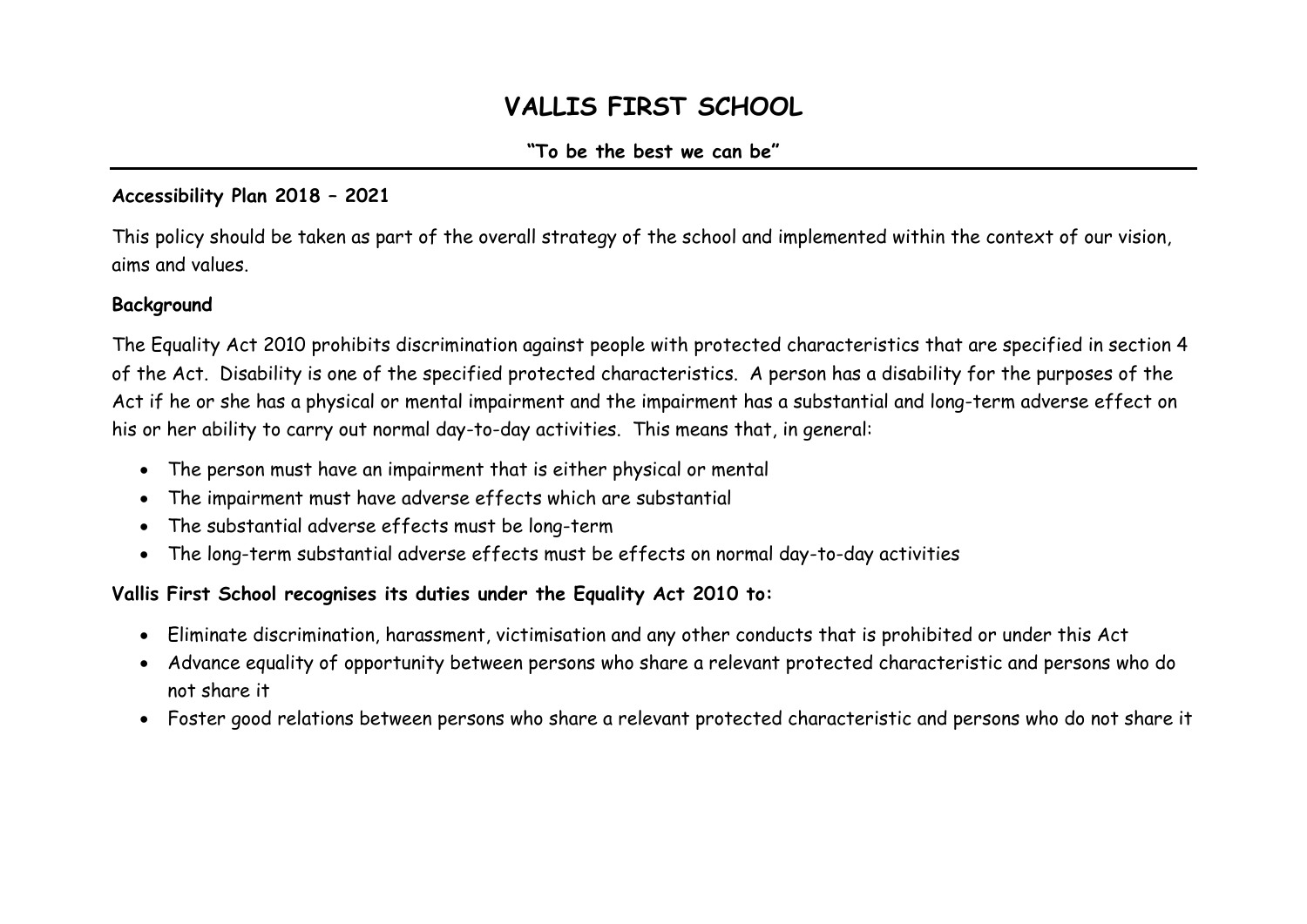# VALLIS FIRST SCHOOL

**"To be the best we can be"**

---

**Accessibility Plan 2018 – 2021**

This policy should be taken as part of the overall strategy of the school and implemented within the context of our vision, aims and values.

**Background**

The Equality Act 2010 prohibits discrimination against people with protected characteristics that are specified in section 4 of the Act. Disability is one of the specified protected characteristics. A person has a disability for the purposes of the Act if he or she has a physical or mental impairment and the impairment has a substantial and long-term adverse effect on his or her ability to carry out normal day-to-day activities. This means that, in general:

- The person must have an impairment that is either physical or mental
- The impairment must have adverse effects which are substantial
- The substantial adverse effects must be long-term
- The long-term substantial adverse effects must be effects on normal day-to-day activities

**Vallis First School recognises its duties under the Equality Act 2010 to:**

- Eliminate discrimination, harassment, victimisation and any other conducts that is prohibited or under this Act
- Advance equality of opportunity between persons who share a relevant protected characteristic and persons who do not share it
- Foster good relations between persons who share a relevant protected characteristic and persons who do not share it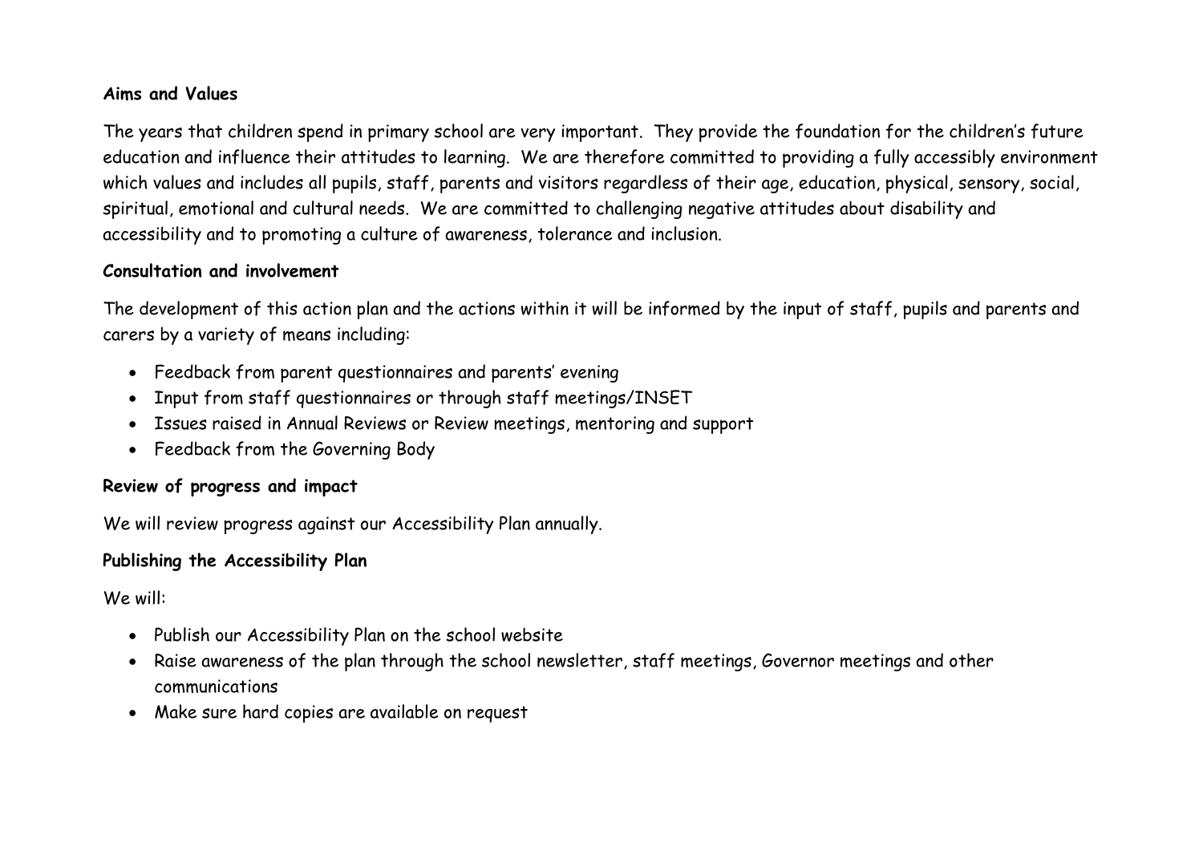**Aims and Values**

The years that children spend in primary school are very important. They provide the foundation for the children's future education and influence their attitudes to learning. We are therefore committed to providing a fully accessibly environment which values and includes all pupils, staff, parents and visitors regardless of their age, education, physical, sensory, social, spiritual, emotional and cultural needs. We are committed to challenging negative attitudes about disability and accessibility and to promoting a culture of awareness, tolerance and inclusion.

**Consultation and involvement**

The development of this action plan and the actions within it will be informed by the input of staff, pupils and parents and carers by a variety of means including:

- Feedback from parent questionnaires and parents' evening
- Input from staff questionnaires or through staff meetings/INSET
- Issues raised in Annual Reviews or Review meetings, mentoring and support
- Feedback from the Governing Body

**Review of progress and impact**

We will review progress against our Accessibility Plan annually.

**Publishing the Accessibility Plan**

We will:

- Publish our Accessibility Plan on the school website
- Raise awareness of the plan through the school newsletter, staff meetings, Governor meetings and other communications
- Make sure hard copies are available on request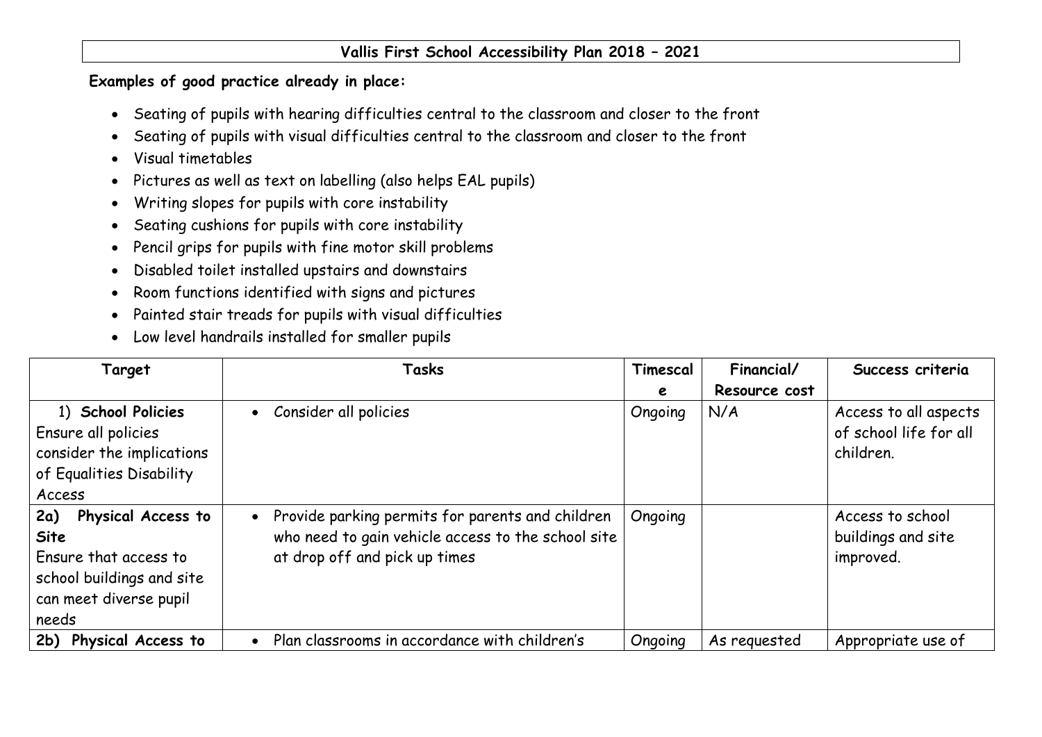# Vallis First School Accessibility Plan 2018 – 2021

**Examples of good practice already in place:**

- Seating of pupils with hearing difficulties central to the classroom and closer to the front
- Seating of pupils with visual difficulties central to the classroom and closer to the front
- Visual timetables
- Pictures as well as text on labelling (also helps EAL pupils)
- Writing slopes for pupils with core instability
- Seating cushions for pupils with core instability
- Pencil grips for pupils with fine motor skill problems
- Disabled toilet installed upstairs and downstairs
- Room functions identified with signs and pictures
- Painted stair treads for pupils with visual difficulties
- Low level handrails installed for smaller pupils

| Target | Tasks | Timescale | Financial/ Resource cost | Success criteria |
|---|---|---|---|---|
| 1) **School Policies** Ensure all policies consider the implications of Equalities Disability Access | • Consider all policies | Ongoing | N/A | Access to all aspects of school life for all children. |
| **2a) Physical Access to Site** Ensure that access to school buildings and site can meet diverse pupil needs | • Provide parking permits for parents and children who need to gain vehicle access to the school site at drop off and pick up times | Ongoing | | Access to school buildings and site improved. |
| **2b) Physical Access to** | • Plan classrooms in accordance with children's | Ongoing | As requested | Appropriate use of |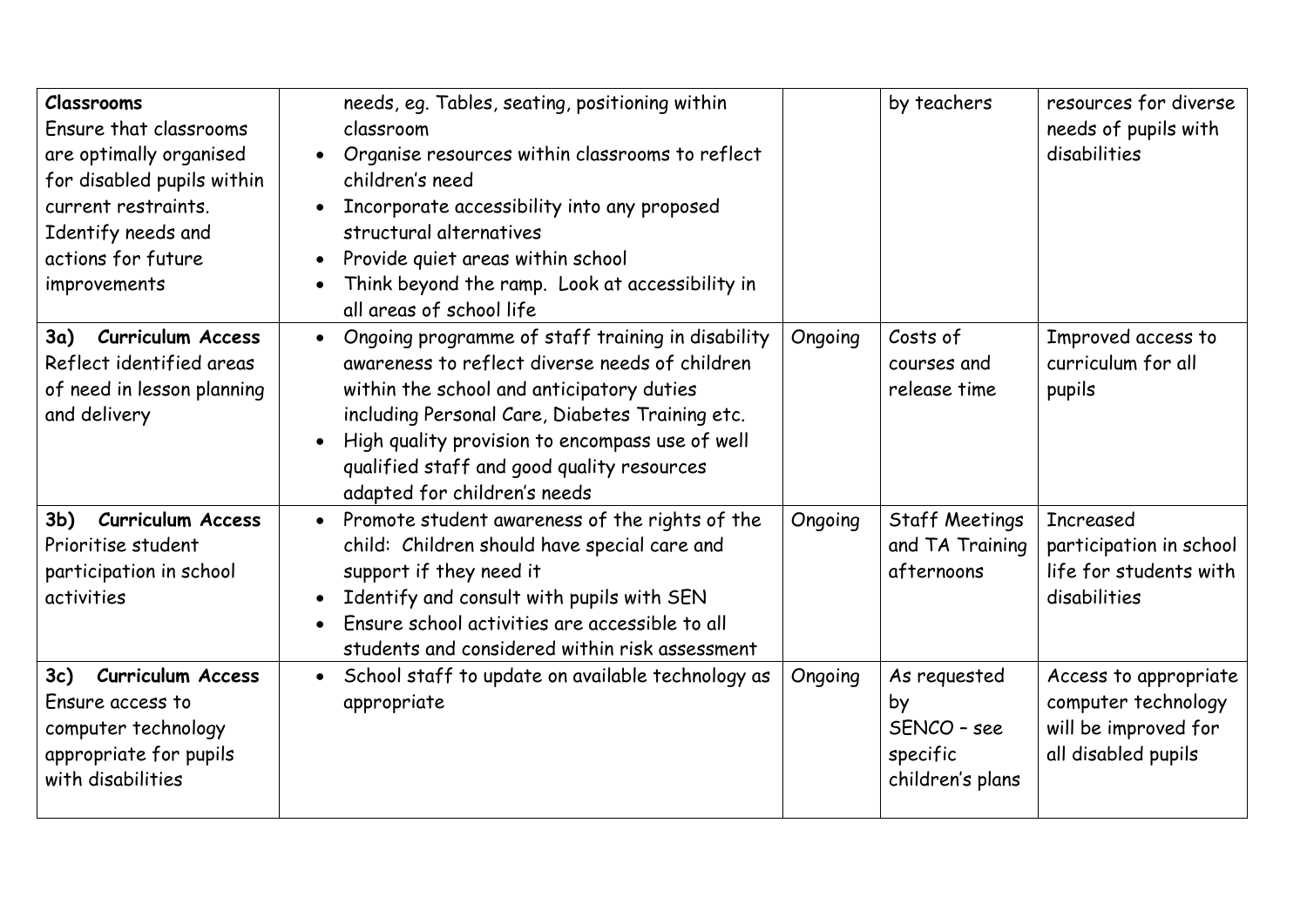| | | | | |
|---|---|---|---|---|
| **Classrooms**<br>Ensure that classrooms are optimally organised for disabled pupils within current restraints.<br>Identify needs and actions for future improvements | needs, eg. Tables, seating, positioning within classroom<br>• Organise resources within classrooms to reflect children's need<br>• Incorporate accessibility into any proposed structural alternatives<br>• Provide quiet areas within school<br>• Think beyond the ramp. Look at accessibility in all areas of school life | | by teachers | resources for diverse needs of pupils with disabilities |
| **3a) Curriculum Access**<br>Reflect identified areas of need in lesson planning and delivery | • Ongoing programme of staff training in disability awareness to reflect diverse needs of children within the school and anticipatory duties including Personal Care, Diabetes Training etc.<br>• High quality provision to encompass use of well qualified staff and good quality resources adapted for children's needs | Ongoing | Costs of courses and release time | Improved access to curriculum for all pupils |
| **3b) Curriculum Access**<br>Prioritise student participation in school activities | • Promote student awareness of the rights of the child: Children should have special care and support if they need it<br>• Identify and consult with pupils with SEN<br>• Ensure school activities are accessible to all students and considered within risk assessment | Ongoing | Staff Meetings and TA Training afternoons | Increased participation in school life for students with disabilities |
| **3c) Curriculum Access**<br>Ensure access to computer technology appropriate for pupils with disabilities | • School staff to update on available technology as appropriate | Ongoing | As requested by SENCO – see specific children's plans | Access to appropriate computer technology will be improved for all disabled pupils |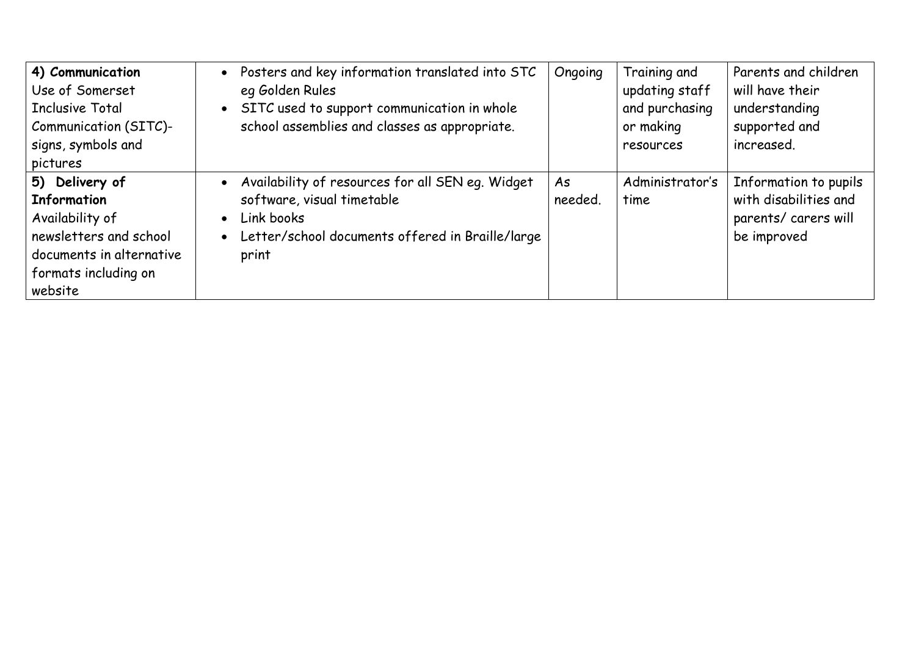| | | | | |
|---|---|---|---|---|
| **4) Communication** Use of Somerset Inclusive Total Communication (SITC)- signs, symbols and pictures | • Posters and key information translated into STC eg Golden Rules<br>• SITC used to support communication in whole school assemblies and classes as appropriate. | Ongoing | Training and updating staff and purchasing or making resources | Parents and children will have their understanding supported and increased. |
| **5) Delivery of Information** Availability of newsletters and school documents in alternative formats including on website | • Availability of resources for all SEN eg. Widget software, visual timetable<br>• Link books<br>• Letter/school documents offered in Braille/large print | As needed. | Administrator's time | Information to pupils with disabilities and parents/ carers will be improved |